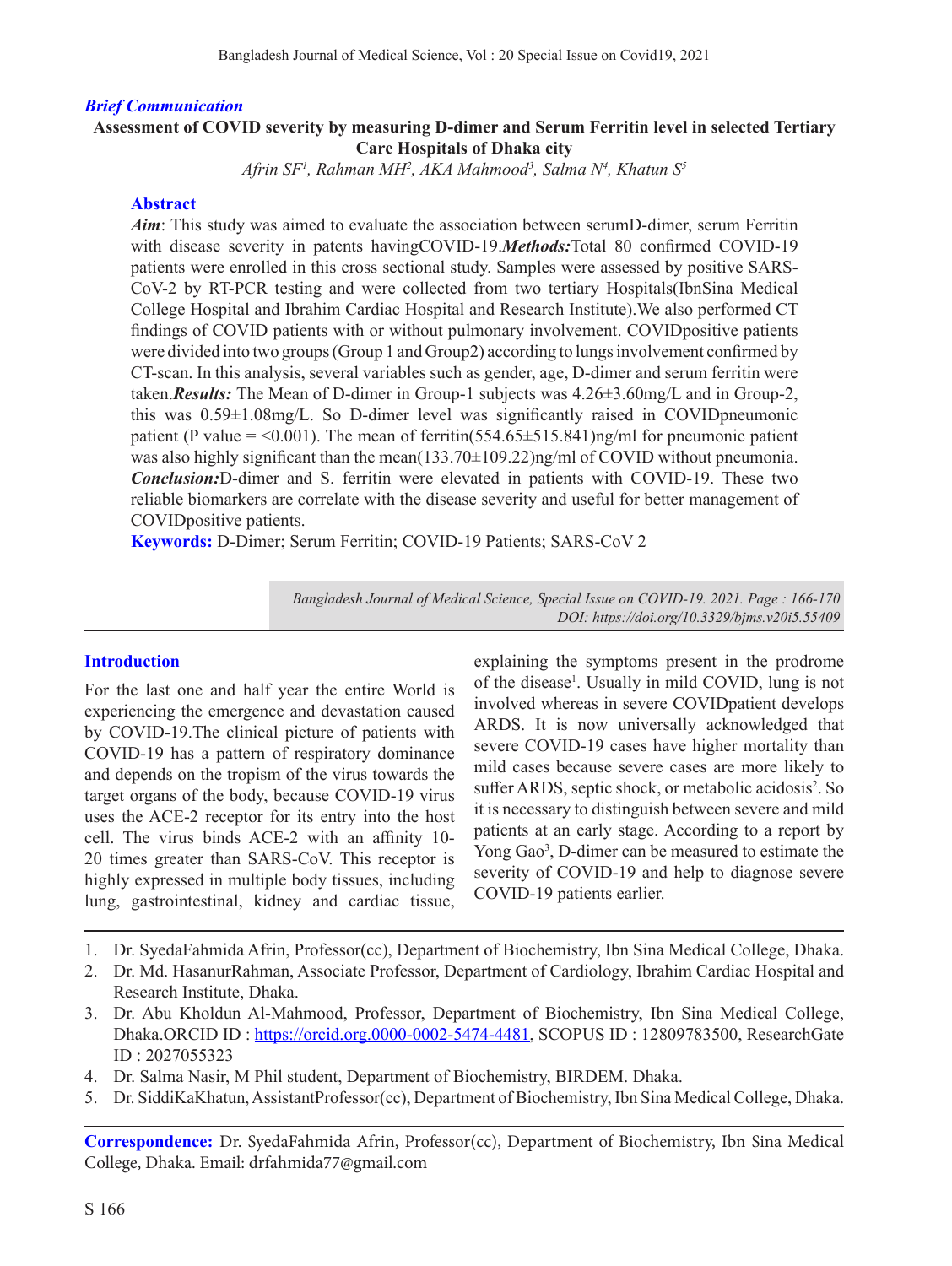*Brief Communication*

# Assessment of COVID severity by measuring D-dimer and Serum Ferritin level in selected Tertiary Care Hospitals of Dhaka city

*Afrin SF[1], Rahman MH[2], AKA Mahmood[3], Salma N[4], Khatun S[5]*

## Abstract

***Aim***: This study was aimed to evaluate the association between serumD-dimer, serum Ferritin with disease severity in patents havingCOVID-19.***Methods:***Total 80 confirmed COVID-19 patients were enrolled in this cross sectional study. Samples were assessed by positive SARS-CoV-2 by RT-PCR testing and were collected from two tertiary Hospitals(IbnSina Medical College Hospital and Ibrahim Cardiac Hospital and Research Institute).We also performed CT findings of COVID patients with or without pulmonary involvement. COVIDpositive patients were divided into two groups (Group 1 and Group2) according to lungs involvement confirmed by CT-scan. In this analysis, several variables such as gender, age, D-dimer and serum ferritin were taken.***Results:*** The Mean of D-dimer in Group-1 subjects was 4.26±3.60mg/L and in Group-2, this was 0.59±1.08mg/L. So D-dimer level was significantly raised in COVIDpneumonic patient (P value = <0.001). The mean of ferritin(554.65±515.841)ng/ml for pneumonic patient was also highly significant than the mean(133.70±109.22)ng/ml of COVID without pneumonia. ***Conclusion:***D-dimer and S. ferritin were elevated in patients with COVID-19. These two reliable biomarkers are correlate with the disease severity and useful for better management of COVIDpositive patients.

**Keywords:** D-Dimer; Serum Ferritin; COVID-19 Patients; SARS-CoV 2

*Bangladesh Journal of Medical Science, Special Issue on COVID-19. 2021. Page : 166-170*
*DOI: https://doi.org/10.3329/bjms.v20i5.55409*

## Introduction

For the last one and half year the entire World is experiencing the emergence and devastation caused by COVID-19.The clinical picture of patients with COVID-19 has a pattern of respiratory dominance and depends on the tropism of the virus towards the target organs of the body, because COVID-19 virus uses the ACE-2 receptor for its entry into the host cell. The virus binds ACE-2 with an affinity 10-20 times greater than SARS-CoV. This receptor is highly expressed in multiple body tissues, including lung, gastrointestinal, kidney and cardiac tissue, explaining the symptoms present in the prodrome of the disease[1]. Usually in mild COVID, lung is not involved whereas in severe COVIDpatient develops ARDS. It is now universally acknowledged that severe COVID-19 cases have higher mortality than mild cases because severe cases are more likely to suffer ARDS, septic shock, or metabolic acidosis[2]. So it is necessary to distinguish between severe and mild patients at an early stage. According to a report by Yong Gao[3], D-dimer can be measured to estimate the severity of COVID-19 and help to diagnose severe COVID-19 patients earlier.

---

1. Dr. SyedaFahmida Afrin, Professor(cc), Department of Biochemistry, Ibn Sina Medical College, Dhaka.
2. Dr. Md. HasanurRahman, Associate Professor, Department of Cardiology, Ibrahim Cardiac Hospital and Research Institute, Dhaka.
3. Dr. Abu Kholdun Al-Mahmood, Professor, Department of Biochemistry, Ibn Sina Medical College, Dhaka.ORCID ID : https://orcid.org.0000-0002-5474-4481, SCOPUS ID : 12809783500, ResearchGate ID : 2027055323
4. Dr. Salma Nasir, M Phil student, Department of Biochemistry, BIRDEM. Dhaka.
5. Dr. SiddiKaKhatun, AssistantProfessor(cc), Department of Biochemistry, Ibn Sina Medical College, Dhaka.

**Correspondence:** Dr. SyedaFahmida Afrin, Professor(cc), Department of Biochemistry, Ibn Sina Medical College, Dhaka. Email: drfahmida77@gmail.com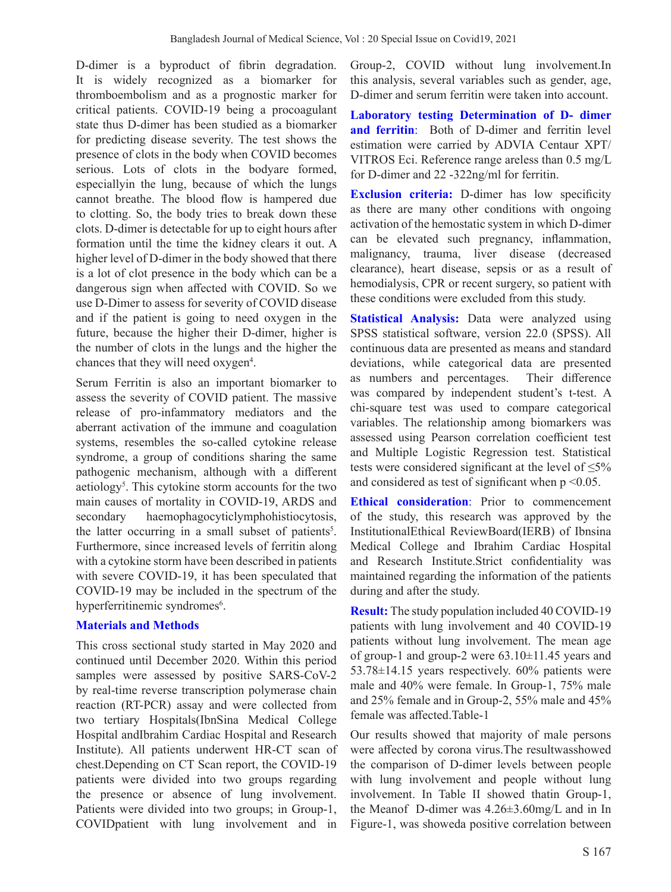D-dimer is a byproduct of fibrin degradation. It is widely recognized as a biomarker for thromboembolism and as a prognostic marker for critical patients. COVID-19 being a procoagulant state thus D-dimer has been studied as a biomarker for predicting disease severity. The test shows the presence of clots in the body when COVID becomes serious. Lots of clots in the bodyare formed, especiallyin the lung, because of which the lungs cannot breathe. The blood flow is hampered due to clotting. So, the body tries to break down these clots. D-dimer is detectable for up to eight hours after formation until the time the kidney clears it out. A higher level of D-dimer in the body showed that there is a lot of clot presence in the body which can be a dangerous sign when affected with COVID. So we use D-Dimer to assess for severity of COVID disease and if the patient is going to need oxygen in the future, because the higher their D-dimer, higher is the number of clots in the lungs and the higher the chances that they will need oxygen[4].

Serum Ferritin is also an important biomarker to assess the severity of COVID patient. The massive release of pro-infammatory mediators and the aberrant activation of the immune and coagulation systems, resembles the so-called cytokine release syndrome, a group of conditions sharing the same pathogenic mechanism, although with a different aetiology[5]. This cytokine storm accounts for the two main causes of mortality in COVID-19, ARDS and secondary haemophagocyticlymphohistiocytosis, the latter occurring in a small subset of patients[5]. Furthermore, since increased levels of ferritin along with a cytokine storm have been described in patients with severe COVID-19, it has been speculated that COVID-19 may be included in the spectrum of the hyperferritinemic syndromes[6].

## Materials and Methods

This cross sectional study started in May 2020 and continued until December 2020. Within this period samples were assessed by positive SARS-CoV-2 by real-time reverse transcription polymerase chain reaction (RT-PCR) assay and were collected from two tertiary Hospitals(IbnSina Medical College Hospital andIbrahim Cardiac Hospital and Research Institute). All patients underwent HR-CT scan of chest.Depending on CT Scan report, the COVID-19 patients were divided into two groups regarding the presence or absence of lung involvement. Patients were divided into two groups; in Group-1, COVIDpatient with lung involvement and in Group-2, COVID without lung involvement.In this analysis, several variables such as gender, age, D-dimer and serum ferritin were taken into account.

**Laboratory testing Determination of D- dimer and ferritin**: Both of D-dimer and ferritin level estimation were carried by ADVIA Centaur XPT/ VITROS Eci. Reference range areless than 0.5 mg/L for D-dimer and 22 -322ng/ml for ferritin.

**Exclusion criteria:** D-dimer has low specificity as there are many other conditions with ongoing activation of the hemostatic system in which D-dimer can be elevated such pregnancy, inflammation, malignancy, trauma, liver disease (decreased clearance), heart disease, sepsis or as a result of hemodialysis, CPR or recent surgery, so patient with these conditions were excluded from this study.

**Statistical Analysis:** Data were analyzed using SPSS statistical software, version 22.0 (SPSS). All continuous data are presented as means and standard deviations, while categorical data are presented as numbers and percentages. Their difference was compared by independent student's t-test. A chi-square test was used to compare categorical variables. The relationship among biomarkers was assessed using Pearson correlation coefficient test and Multiple Logistic Regression test. Statistical tests were considered significant at the level of $\leq$5% and considered as test of significant when $p < 0.05$.

**Ethical consideration**: Prior to commencement of the study, this research was approved by the InstitutionalEthical ReviewBoard(IERB) of Ibnsina Medical College and Ibrahim Cardiac Hospital and Research Institute.Strict confidentiality was maintained regarding the information of the patients during and after the study.

**Result:** The study population included 40 COVID-19 patients with lung involvement and 40 COVID-19 patients without lung involvement. The mean age of group-1 and group-2 were 63.10±11.45 years and 53.78±14.15 years respectively. 60% patients were male and 40% were female. In Group-1, 75% male and 25% female and in Group-2, 55% male and 45% female was affected.Table-1

Our results showed that majority of male persons were affected by corona virus.The resultwasshowed the comparison of D-dimer levels between people with lung involvement and people without lung involvement. In Table II showed thatin Group-1, the Meanof D-dimer was 4.26±3.60mg/L and in In Figure-1, was showeda positive correlation between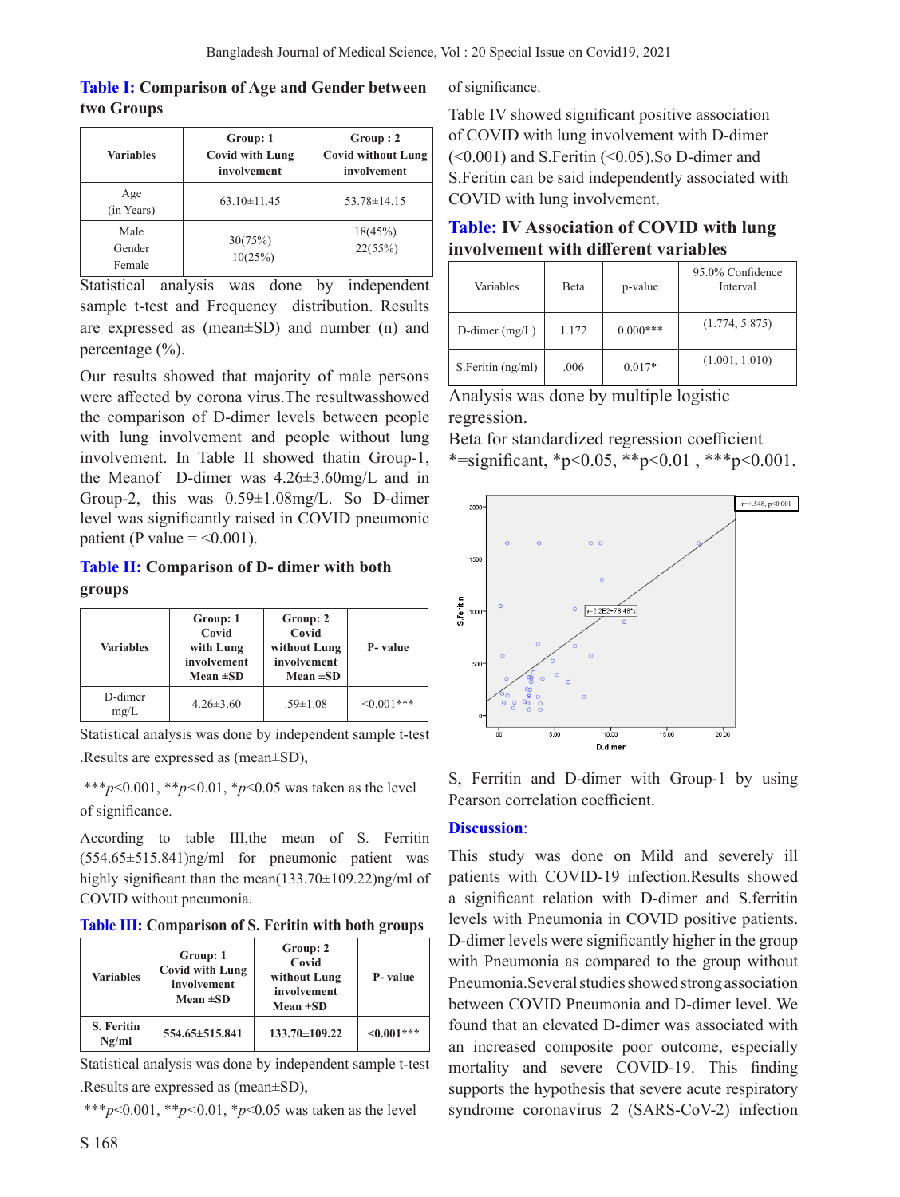**Table I: Comparison of Age and Gender between two Groups**

| Variables | Group: 1 Covid with Lung involvement | Group : 2 Covid without Lung involvement |
|---|---|---|
| Age (in Years) | 63.10±11.45 | 53.78±14.15 |
| Male Gender Female | 30(75%) 10(25%) | 18(45%) 22(55%) |

Statistical analysis was done by independent sample t-test and Frequency distribution. Results are expressed as (mean±SD) and number (n) and percentage (%).

Our results showed that majority of male persons were affected by corona virus.The resultwasshowed the comparison of D-dimer levels between people with lung involvement and people without lung involvement. In Table II showed thatin Group-1, the Meanof D-dimer was 4.26±3.60mg/L and in Group-2, this was 0.59±1.08mg/L. So D-dimer level was significantly raised in COVID pneumonic patient (P value = <0.001).

**Table II: Comparison of D- dimer with both groups**

| Variables | Group: 1 Covid with Lung involvement Mean ±SD | Group: 2 Covid without Lung involvement Mean ±SD | P- value |
|---|---|---|---|
| D-dimer mg/L | 4.26±3.60 | .59±1.08 | <0.001*** |

Statistical analysis was done by independent sample t-test .Results are expressed as (mean±SD),

***$p$<0.001, **$p$<0.01, *$p$<0.05 was taken as the level of significance.

According to table III,the mean of S. Ferritin (554.65±515.841)ng/ml for pneumonic patient was highly significant than the mean(133.70±109.22)ng/ml of COVID without pneumonia.

**Table III: Comparison of S. Feritin with both groups**

| Variables | Group: 1 Covid with Lung involvement Mean ±SD | Group: 2 Covid without Lung involvement Mean ±SD | P- value |
|---|---|---|---|
| **S. Feritin Ng/ml** | **554.65±515.841** | **133.70±109.22** | **<0.001*** ** |

Statistical analysis was done by independent sample t-test .Results are expressed as (mean±SD),

***$p$<0.001, **$p$<0.01, *$p$<0.05 was taken as the level of significance.

Table IV showed significant positive association of COVID with lung involvement with D-dimer (<0.001) and S.Feritin (<0.05).So D-dimer and S.Feritin can be said independently associated with COVID with lung involvement.

**Table: IV Association of COVID with lung involvement with different variables**

| Variables | Beta | p-value | 95.0% Confidence Interval |
|---|---|---|---|
| D-dimer (mg/L) | 1.172 | 0.000*** | (1.774, 5.875) |
| S.Feritin (ng/ml) | .006 | 0.017* | (1.001, 1.010) |

Analysis was done by multiple logistic regression.

Beta for standardized regression coefficient

*=significant, *p<0.05, **p<0.01 , ***p<0.001.

S, Ferritin and D-dimer with Group-1 by using Pearson correlation coefficient.

## Discussion:

This study was done on Mild and severely ill patients with COVID-19 infection.Results showed a significant relation with D-dimer and S.ferritin levels with Pneumonia in COVID positive patients. D-dimer levels were significantly higher in the group with Pneumonia as compared to the group without Pneumonia.Several studies showed strong association between COVID Pneumonia and D-dimer level. We found that an elevated D-dimer was associated with an increased composite poor outcome, especially mortality and severe COVID-19. This finding supports the hypothesis that severe acute respiratory syndrome coronavirus 2 (SARS-CoV-2) infection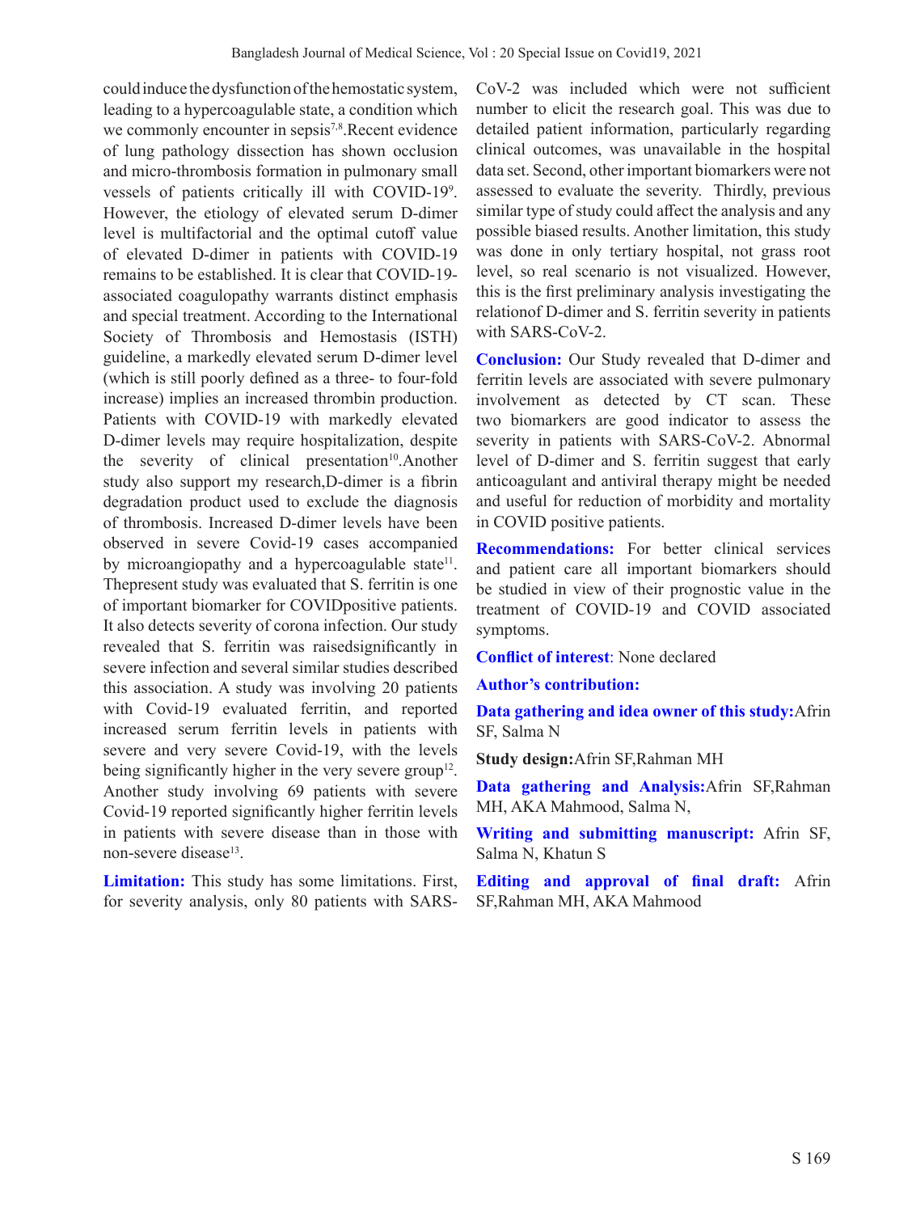could induce the dysfunction of the hemostatic system, leading to a hypercoagulable state, a condition which we commonly encounter in sepsis[7,8].Recent evidence of lung pathology dissection has shown occlusion and micro-thrombosis formation in pulmonary small vessels of patients critically ill with COVID-19[9]. However, the etiology of elevated serum D-dimer level is multifactorial and the optimal cutoff value of elevated D-dimer in patients with COVID-19 remains to be established. It is clear that COVID-19-associated coagulopathy warrants distinct emphasis and special treatment. According to the International Society of Thrombosis and Hemostasis (ISTH) guideline, a markedly elevated serum D-dimer level (which is still poorly defined as a three- to four-fold increase) implies an increased thrombin production. Patients with COVID-19 with markedly elevated D-dimer levels may require hospitalization, despite the severity of clinical presentation[10].Another study also support my research,D-dimer is a fibrin degradation product used to exclude the diagnosis of thrombosis. Increased D-dimer levels have been observed in severe Covid-19 cases accompanied by microangiopathy and a hypercoagulable state[11]. Thepresent study was evaluated that S. ferritin is one of important biomarker for COVIDpositive patients. It also detects severity of corona infection. Our study revealed that S. ferritin was raisedsignificantly in severe infection and several similar studies described this association. A study was involving 20 patients with Covid-19 evaluated ferritin, and reported increased serum ferritin levels in patients with severe and very severe Covid-19, with the levels being significantly higher in the very severe group[12]. Another study involving 69 patients with severe Covid-19 reported significantly higher ferritin levels in patients with severe disease than in those with non-severe disease[13].

**Limitation:** This study has some limitations. First, for severity analysis, only 80 patients with SARS-CoV-2 was included which were not sufficient number to elicit the research goal. This was due to detailed patient information, particularly regarding clinical outcomes, was unavailable in the hospital data set. Second, other important biomarkers were not assessed to evaluate the severity. Thirdly, previous similar type of study could affect the analysis and any possible biased results. Another limitation, this study was done in only tertiary hospital, not grass root level, so real scenario is not visualized. However, this is the first preliminary analysis investigating the relationof D-dimer and S. ferritin severity in patients with SARS-CoV-2.

**Conclusion:** Our Study revealed that D-dimer and ferritin levels are associated with severe pulmonary involvement as detected by CT scan. These two biomarkers are good indicator to assess the severity in patients with SARS-CoV-2. Abnormal level of D-dimer and S. ferritin suggest that early anticoagulant and antiviral therapy might be needed and useful for reduction of morbidity and mortality in COVID positive patients.

**Recommendations:** For better clinical services and patient care all important biomarkers should be studied in view of their prognostic value in the treatment of COVID-19 and COVID associated symptoms.

**Conflict of interest**: None declared

**Author's contribution:**

**Data gathering and idea owner of this study:**Afrin SF, Salma N

**Study design:**Afrin SF,Rahman MH

**Data gathering and Analysis:**Afrin SF,Rahman MH, AKA Mahmood, Salma N,

**Writing and submitting manuscript:** Afrin SF, Salma N, Khatun S

**Editing and approval of final draft:** Afrin SF,Rahman MH, AKA Mahmood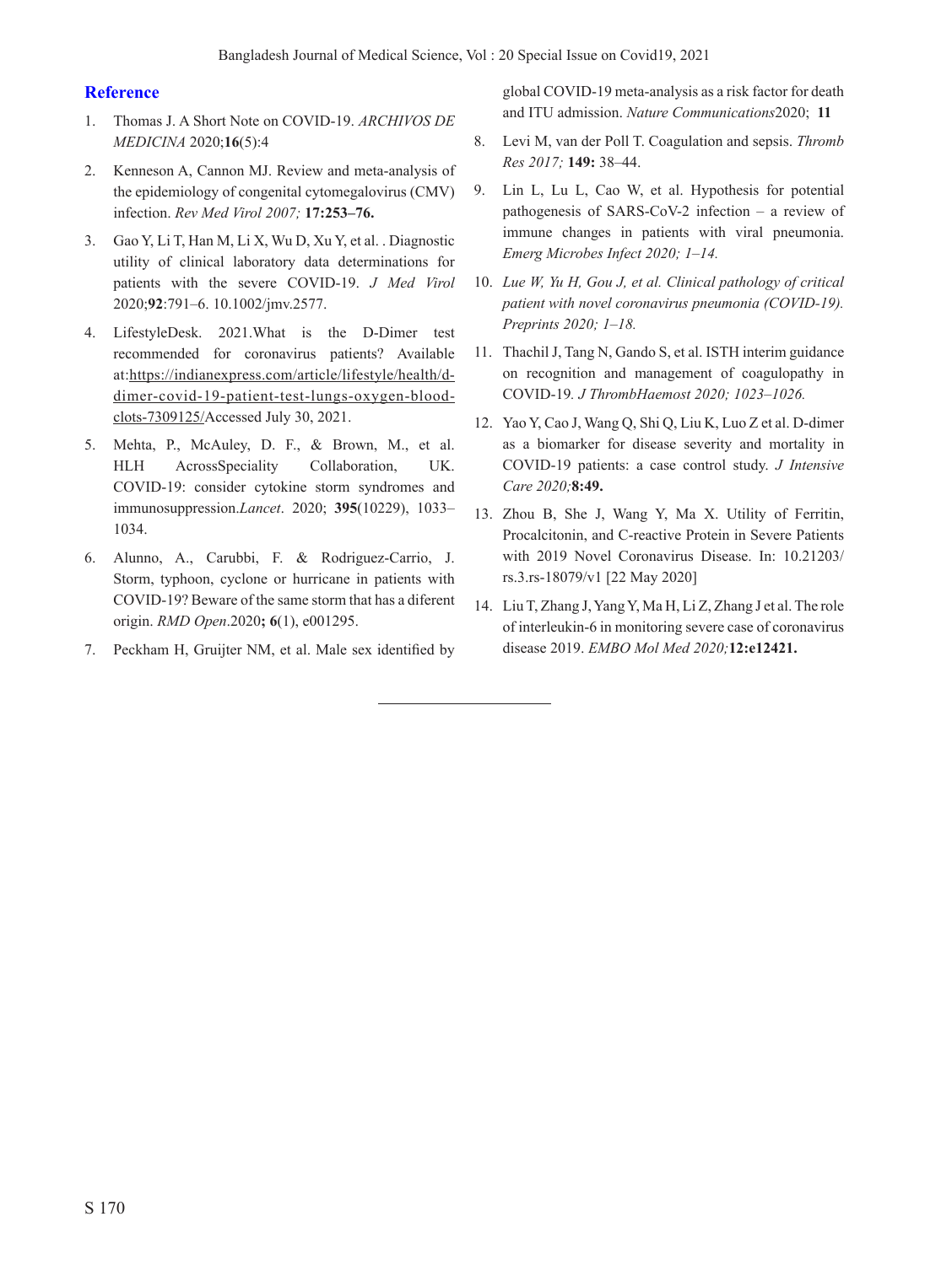## Reference

1. Thomas J. A Short Note on COVID-19. *ARCHIVOS DE MEDICINA* 2020;**16**(5):4
2. Kenneson A, Cannon MJ. Review and meta-analysis of the epidemiology of congenital cytomegalovirus (CMV) infection. *Rev Med Virol 2007;* **17:253–76.**
3. Gao Y, Li T, Han M, Li X, Wu D, Xu Y, et al. . Diagnostic utility of clinical laboratory data determinations for patients with the severe COVID-19. *J Med Virol* 2020;**92**:791–6. 10.1002/jmv.2577.
4. LifestyleDesk. 2021.What is the D-Dimer test recommended for coronavirus patients? Available at:https://indianexpress.com/article/lifestyle/health/d-dimer-covid-19-patient-test-lungs-oxygen-blood-clots-7309125/Accessed July 30, 2021.
5. Mehta, P., McAuley, D. F., & Brown, M., et al. HLH AcrossSpeciality Collaboration, UK. COVID-19: consider cytokine storm syndromes and immunosuppression.*Lancet*. 2020; **395**(10229), 1033–1034.
6. Alunno, A., Carubbi, F. & Rodriguez-Carrio, J. Storm, typhoon, cyclone or hurricane in patients with COVID-19? Beware of the same storm that has a diferent origin. *RMD Open*.2020**; 6**(1), e001295.
7. Peckham H, Gruijter NM, et al. Male sex identified by global COVID-19 meta-analysis as a risk factor for death and ITU admission. *Nature Communications*2020; **11**
8. Levi M, van der Poll T. Coagulation and sepsis. *Thromb Res 2017;* **149:** 38–44.
9. Lin L, Lu L, Cao W, et al. Hypothesis for potential pathogenesis of SARS-CoV-2 infection – a review of immune changes in patients with viral pneumonia. *Emerg Microbes Infect 2020; 1–14.*
10. *Lue W, Yu H, Gou J, et al. Clinical pathology of critical patient with novel coronavirus pneumonia (COVID-19). Preprints 2020; 1–18.*
11. Thachil J, Tang N, Gando S, et al. ISTH interim guidance on recognition and management of coagulopathy in COVID-19*. J ThrombHaemost 2020; 1023–1026.*
12. Yao Y, Cao J, Wang Q, Shi Q, Liu K, Luo Z et al. D-dimer as a biomarker for disease severity and mortality in COVID-19 patients: a case control study. *J Intensive Care 2020;***8:49.**
13. Zhou B, She J, Wang Y, Ma X. Utility of Ferritin, Procalcitonin, and C-reactive Protein in Severe Patients with 2019 Novel Coronavirus Disease. In: 10.21203/rs.3.rs-18079/v1 [22 May 2020]
14. Liu T, Zhang J, Yang Y, Ma H, Li Z, Zhang J et al. The role of interleukin-6 in monitoring severe case of coronavirus disease 2019. *EMBO Mol Med 2020;***12:e12421.**